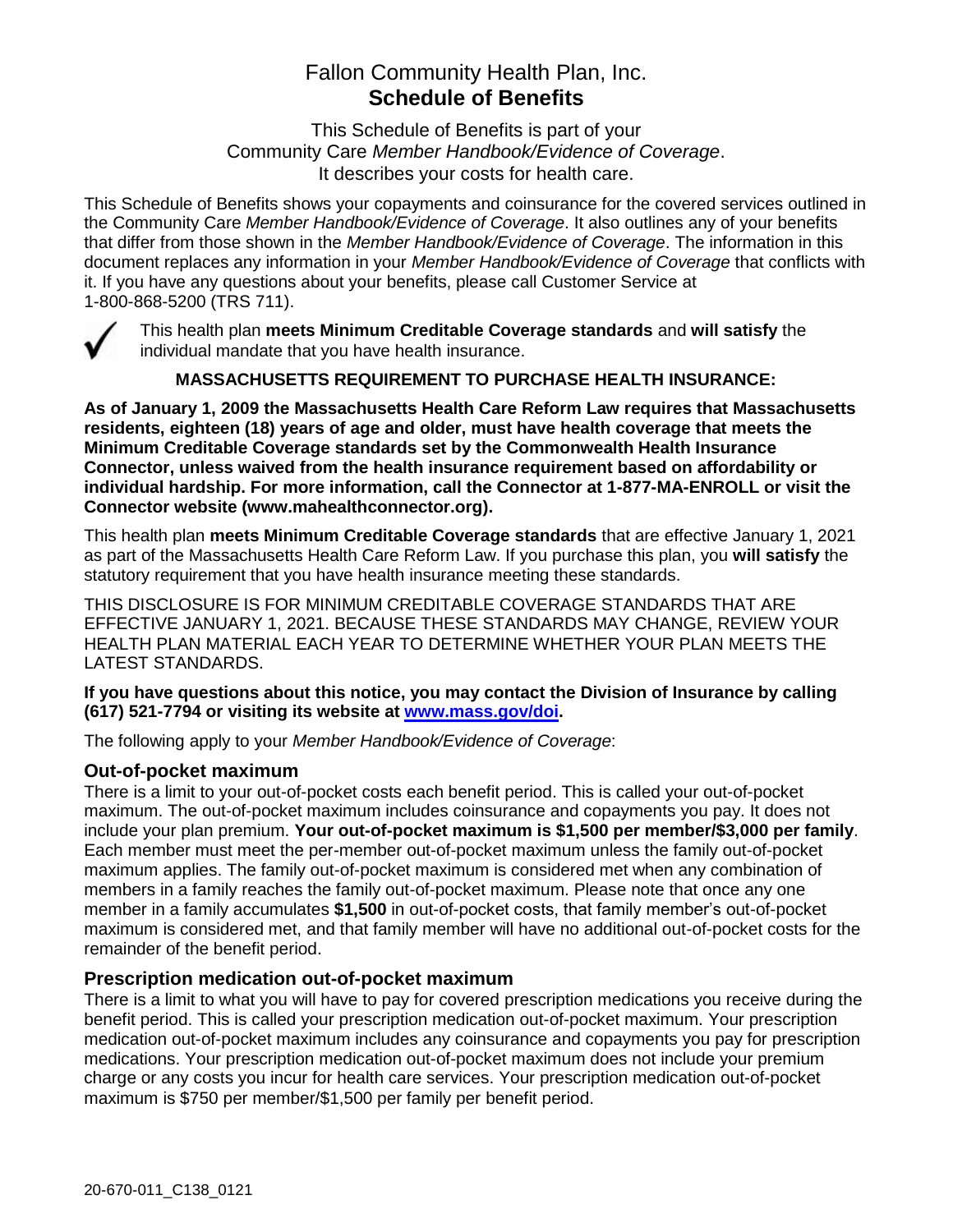# Fallon Community Health Plan, Inc.
# **Schedule of Benefits**

This Schedule of Benefits is part of your Community Care *Member Handbook/Evidence of Coverage*. It describes your costs for health care.

This Schedule of Benefits shows your copayments and coinsurance for the covered services outlined in the Community Care *Member Handbook/Evidence of Coverage*. It also outlines any of your benefits that differ from those shown in the *Member Handbook/Evidence of Coverage*. The information in this document replaces any information in your *Member Handbook/Evidence of Coverage* that conflicts with it. If you have any questions about your benefits, please call Customer Service at 1-800-868-5200 (TRS 711).

✓ This health plan **meets Minimum Creditable Coverage standards** and **will satisfy** the individual mandate that you have health insurance.

**MASSACHUSETTS REQUIREMENT TO PURCHASE HEALTH INSURANCE:**

**As of January 1, 2009 the Massachusetts Health Care Reform Law requires that Massachusetts residents, eighteen (18) years of age and older, must have health coverage that meets the Minimum Creditable Coverage standards set by the Commonwealth Health Insurance Connector, unless waived from the health insurance requirement based on affordability or individual hardship. For more information, call the Connector at 1-877-MA-ENROLL or visit the Connector website (www.mahealthconnector.org).**

This health plan **meets Minimum Creditable Coverage standards** that are effective January 1, 2021 as part of the Massachusetts Health Care Reform Law. If you purchase this plan, you **will satisfy** the statutory requirement that you have health insurance meeting these standards.

THIS DISCLOSURE IS FOR MINIMUM CREDITABLE COVERAGE STANDARDS THAT ARE EFFECTIVE JANUARY 1, 2021. BECAUSE THESE STANDARDS MAY CHANGE, REVIEW YOUR HEALTH PLAN MATERIAL EACH YEAR TO DETERMINE WHETHER YOUR PLAN MEETS THE LATEST STANDARDS.

**If you have questions about this notice, you may contact the Division of Insurance by calling (617) 521-7794 or visiting its website at www.mass.gov/doi.**

The following apply to your *Member Handbook/Evidence of Coverage*:

## Out-of-pocket maximum

There is a limit to your out-of-pocket costs each benefit period. This is called your out-of-pocket maximum. The out-of-pocket maximum includes coinsurance and copayments you pay. It does not include your plan premium. **Your out-of-pocket maximum is $1,500 per member/$3,000 per family**. Each member must meet the per-member out-of-pocket maximum unless the family out-of-pocket maximum applies. The family out-of-pocket maximum is considered met when any combination of members in a family reaches the family out-of-pocket maximum. Please note that once any one member in a family accumulates **$1,500** in out-of-pocket costs, that family member's out-of-pocket maximum is considered met, and that family member will have no additional out-of-pocket costs for the remainder of the benefit period.

## Prescription medication out-of-pocket maximum

There is a limit to what you will have to pay for covered prescription medications you receive during the benefit period. This is called your prescription medication out-of-pocket maximum. Your prescription medication out-of-pocket maximum includes any coinsurance and copayments you pay for prescription medications. Your prescription medication out-of-pocket maximum does not include your premium charge or any costs you incur for health care services. Your prescription medication out-of-pocket maximum is $750 per member/$1,500 per family per benefit period.

20-670-011_C138_0121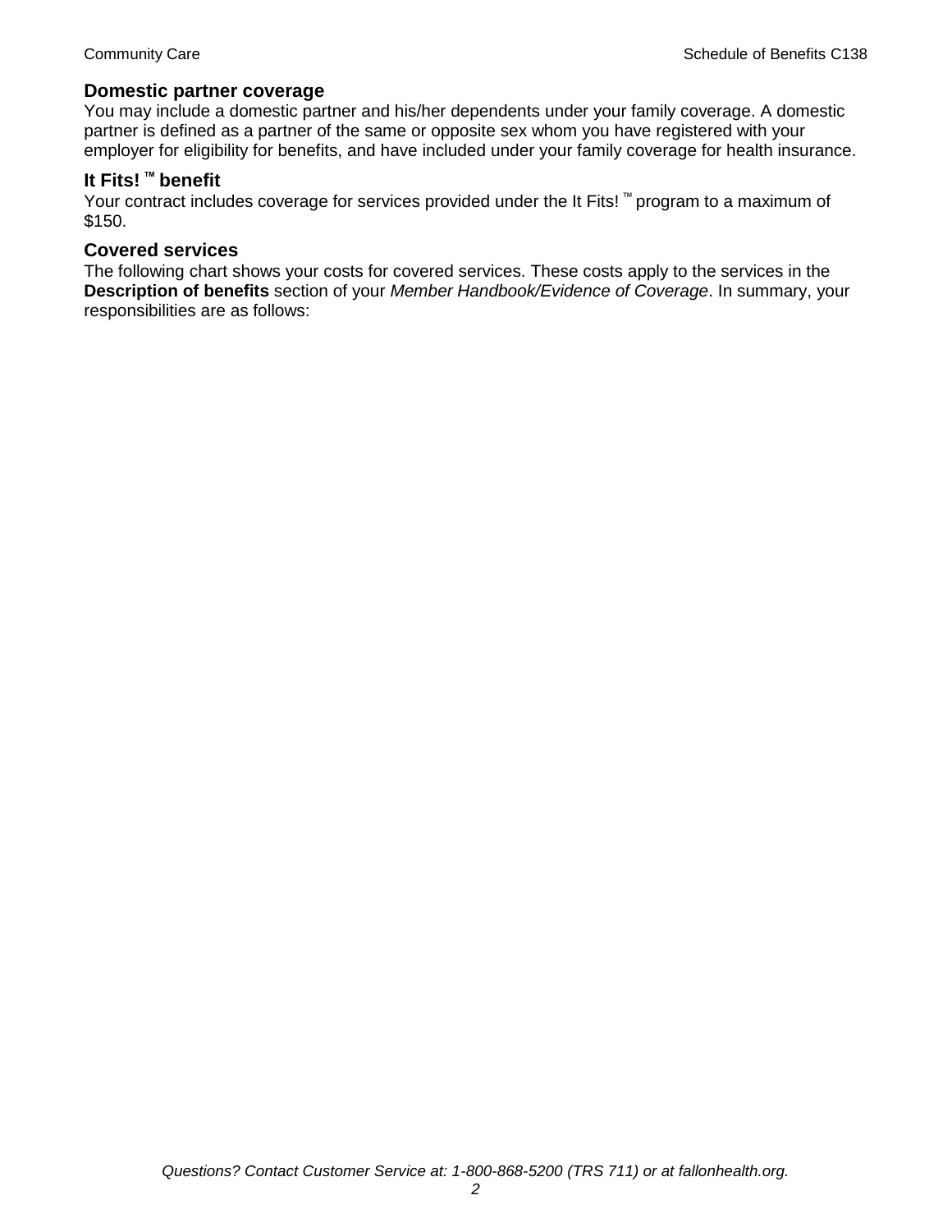## Domestic partner coverage

You may include a domestic partner and his/her dependents under your family coverage. A domestic partner is defined as a partner of the same or opposite sex whom you have registered with your employer for eligibility for benefits, and have included under your family coverage for health insurance.

## It Fits! ™ benefit

Your contract includes coverage for services provided under the It Fits! ™ program to a maximum of $150.

## Covered services

The following chart shows your costs for covered services. These costs apply to the services in the **Description of benefits** section of your *Member Handbook/Evidence of Coverage*. In summary, your responsibilities are as follows:

*Questions? Contact Customer Service at: 1-800-868-5200 (TRS 711) or at fallonhealth.org.*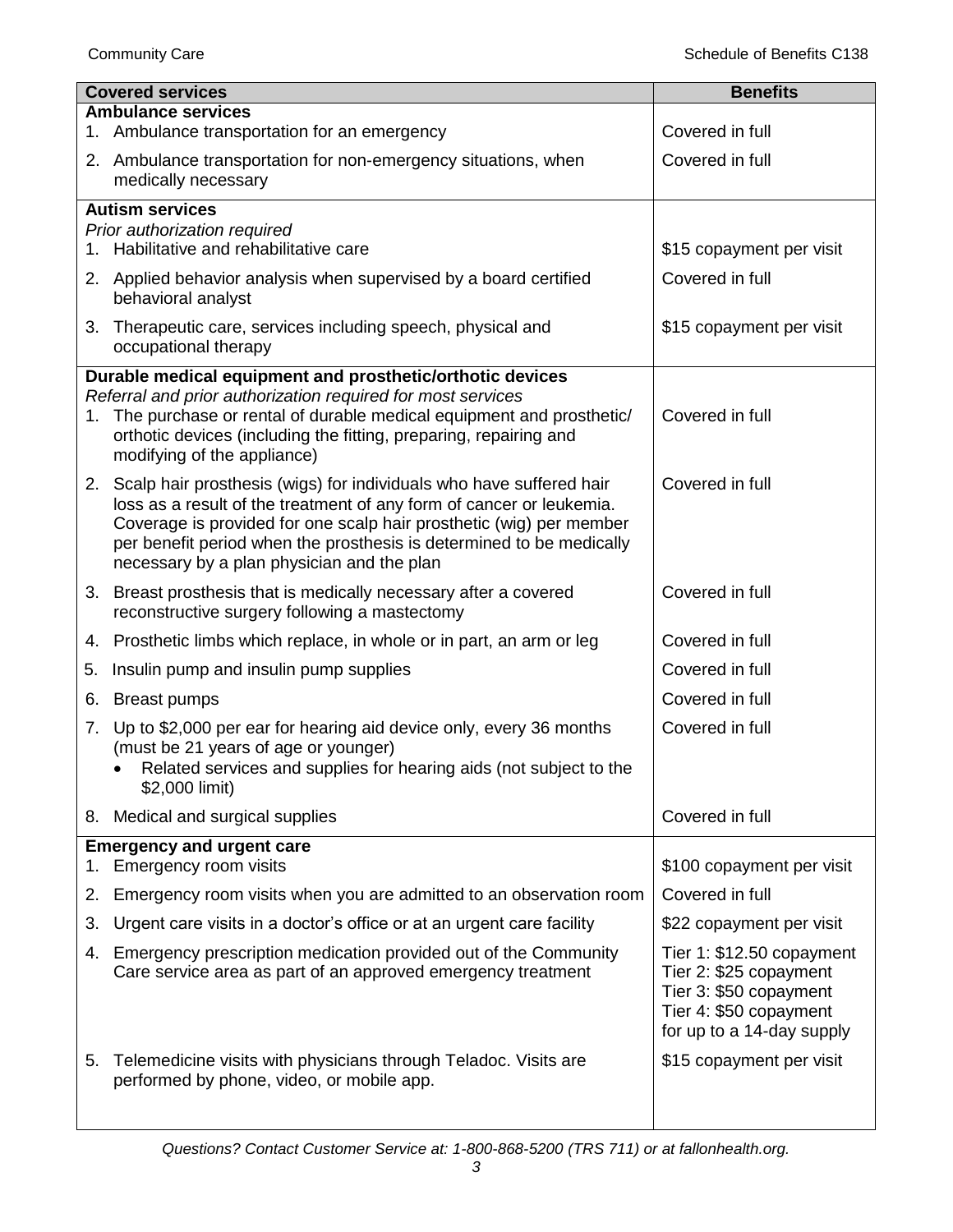| Covered services | Benefits |
|---|---|
| **Ambulance services** | |
| 1. Ambulance transportation for an emergency | Covered in full |
| 2. Ambulance transportation for non-emergency situations, when medically necessary | Covered in full |
| **Autism services**<br>*Prior authorization required* | |
| 1. Habilitative and rehabilitative care | $15 copayment per visit |
| 2. Applied behavior analysis when supervised by a board certified behavioral analyst | Covered in full |
| 3. Therapeutic care, services including speech, physical and occupational therapy | $15 copayment per visit |
| **Durable medical equipment and prosthetic/orthotic devices**<br>*Referral and prior authorization required for most services* | |
| 1. The purchase or rental of durable medical equipment and prosthetic/ orthotic devices (including the fitting, preparing, repairing and modifying of the appliance) | Covered in full |
| 2. Scalp hair prosthesis (wigs) for individuals who have suffered hair loss as a result of the treatment of any form of cancer or leukemia. Coverage is provided for one scalp hair prosthetic (wig) per member per benefit period when the prosthesis is determined to be medically necessary by a plan physician and the plan | Covered in full |
| 3. Breast prosthesis that is medically necessary after a covered reconstructive surgery following a mastectomy | Covered in full |
| 4. Prosthetic limbs which replace, in whole or in part, an arm or leg | Covered in full |
| 5. Insulin pump and insulin pump supplies | Covered in full |
| 6. Breast pumps | Covered in full |
| 7. Up to $2,000 per ear for hearing aid device only, every 36 months (must be 21 years of age or younger)<br>• Related services and supplies for hearing aids (not subject to the $2,000 limit) | Covered in full |
| 8. Medical and surgical supplies | Covered in full |
| **Emergency and urgent care** | |
| 1. Emergency room visits | $100 copayment per visit |
| 2. Emergency room visits when you are admitted to an observation room | Covered in full |
| 3. Urgent care visits in a doctor's office or at an urgent care facility | $22 copayment per visit |
| 4. Emergency prescription medication provided out of the Community Care service area as part of an approved emergency treatment | Tier 1: $12.50 copayment<br>Tier 2: $25 copayment<br>Tier 3: $50 copayment<br>Tier 4: $50 copayment<br>for up to a 14-day supply |
| 5. Telemedicine visits with physicians through Teladoc. Visits are performed by phone, video, or mobile app. | $15 copayment per visit |

*Questions? Contact Customer Service at: 1-800-868-5200 (TRS 711) or at fallonhealth.org.*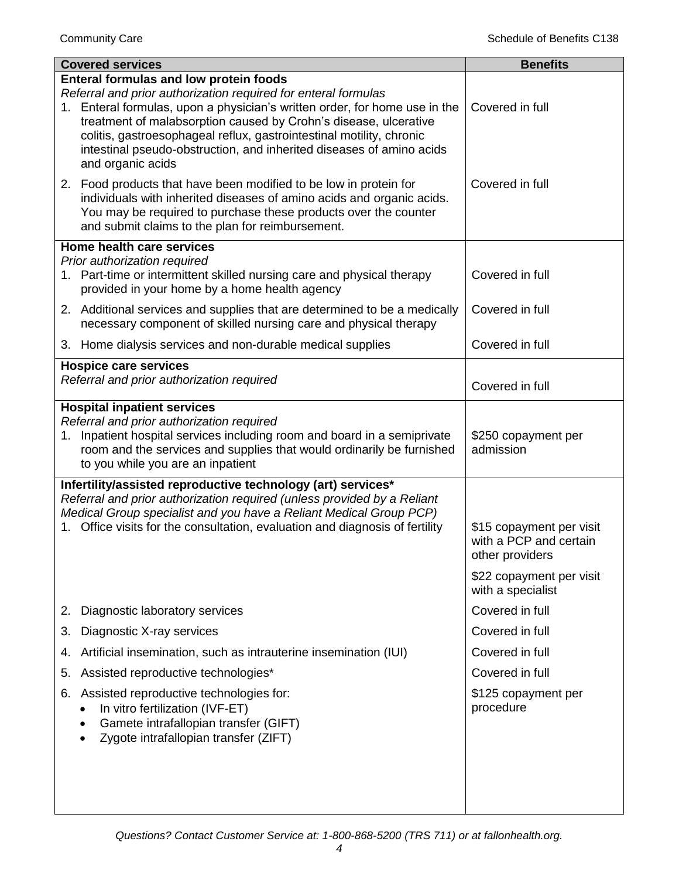| Covered services | Benefits |
|---|---|
| **Enteral formulas and low protein foods**<br>*Referral and prior authorization required for enteral formulas* | |
| 1. Enteral formulas, upon a physician's written order, for home use in the treatment of malabsorption caused by Crohn's disease, ulcerative colitis, gastroesophageal reflux, gastrointestinal motility, chronic intestinal pseudo-obstruction, and inherited diseases of amino acids and organic acids | Covered in full |
| 2. Food products that have been modified to be low in protein for individuals with inherited diseases of amino acids and organic acids. You may be required to purchase these products over the counter and submit claims to the plan for reimbursement. | Covered in full |
| **Home health care services**<br>*Prior authorization required* | |
| 1. Part-time or intermittent skilled nursing care and physical therapy provided in your home by a home health agency | Covered in full |
| 2. Additional services and supplies that are determined to be a medically necessary component of skilled nursing care and physical therapy | Covered in full |
| 3. Home dialysis services and non-durable medical supplies | Covered in full |
| **Hospice care services**<br>*Referral and prior authorization required* | Covered in full |
| **Hospital inpatient services**<br>*Referral and prior authorization required* | |
| 1. Inpatient hospital services including room and board in a semiprivate room and the services and supplies that would ordinarily be furnished to you while you are an inpatient | $250 copayment per admission |
| **Infertility/assisted reproductive technology (art) services***<br>*Referral and prior authorization required (unless provided by a Reliant Medical Group specialist and you have a Reliant Medical Group PCP)* | |
| 1. Office visits for the consultation, evaluation and diagnosis of fertility | $15 copayment per visit with a PCP and certain other providers<br><br>$22 copayment per visit with a specialist |
| 2. Diagnostic laboratory services | Covered in full |
| 3. Diagnostic X-ray services | Covered in full |
| 4. Artificial insemination, such as intrauterine insemination (IUI) | Covered in full |
| 5. Assisted reproductive technologies* | Covered in full |
| 6. Assisted reproductive technologies for:<br>• In vitro fertilization (IVF-ET)<br>• Gamete intrafallopian transfer (GIFT)<br>• Zygote intrafallopian transfer (ZIFT) | $125 copayment per procedure |

*Questions? Contact Customer Service at: 1-800-868-5200 (TRS 711) or at fallonhealth.org.*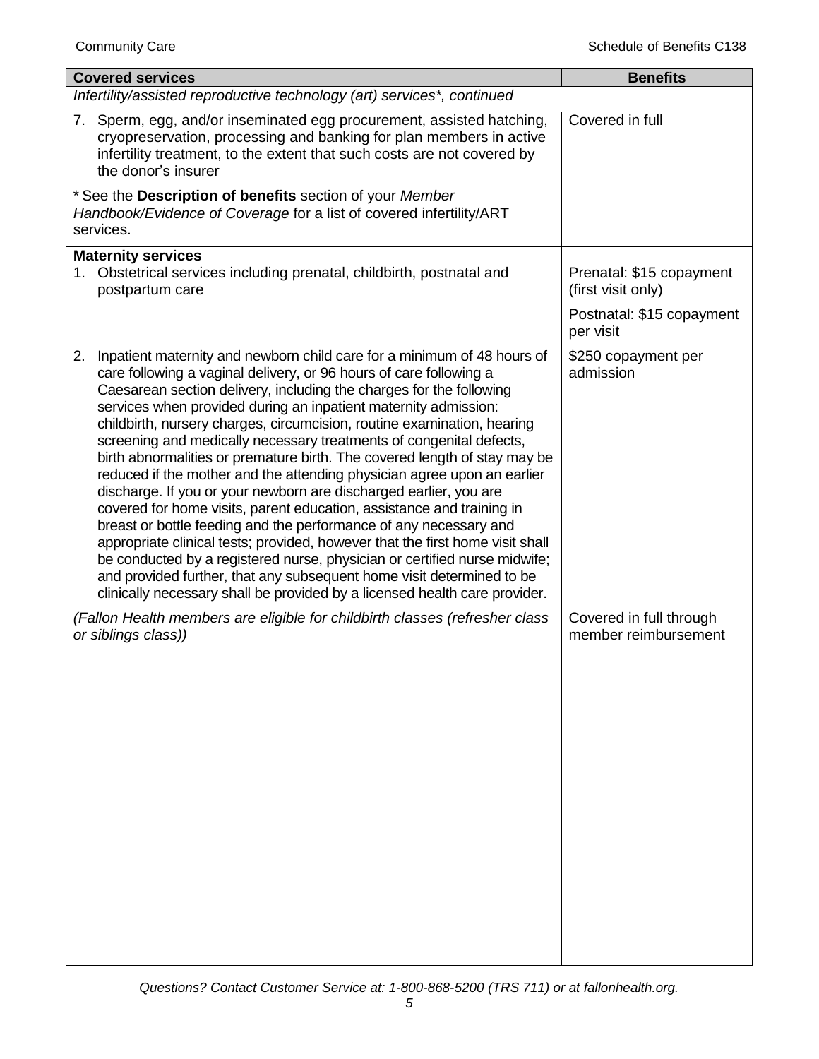| Covered services | Benefits |
| --- | --- |
| *Infertility/assisted reproductive technology (art) services*, continued* | |
| 7. Sperm, egg, and/or inseminated egg procurement, assisted hatching, cryopreservation, processing and banking for plan members in active infertility treatment, to the extent that such costs are not covered by the donor's insurer | Covered in full |
| * See the **Description of benefits** section of your *Member Handbook/Evidence of Coverage* for a list of covered infertility/ART services. | |
| **Maternity services** | |
| 1. Obstetrical services including prenatal, childbirth, postnatal and postpartum care | Prenatal: $15 copayment (first visit only)<br><br>Postnatal: $15 copayment per visit |
| 2. Inpatient maternity and newborn child care for a minimum of 48 hours of care following a vaginal delivery, or 96 hours of care following a Caesarean section delivery, including the charges for the following services when provided during an inpatient maternity admission: childbirth, nursery charges, circumcision, routine examination, hearing screening and medically necessary treatments of congenital defects, birth abnormalities or premature birth. The covered length of stay may be reduced if the mother and the attending physician agree upon an earlier discharge. If you or your newborn are discharged earlier, you are covered for home visits, parent education, assistance and training in breast or bottle feeding and the performance of any necessary and appropriate clinical tests; provided, however that the first home visit shall be conducted by a registered nurse, physician or certified nurse midwife; and provided further, that any subsequent home visit determined to be clinically necessary shall be provided by a licensed health care provider. | $250 copayment per admission |
| *(Fallon Health members are eligible for childbirth classes (refresher class or siblings class))* | Covered in full through member reimbursement |

*Questions? Contact Customer Service at: 1-800-868-5200 (TRS 711) or at fallonhealth.org.*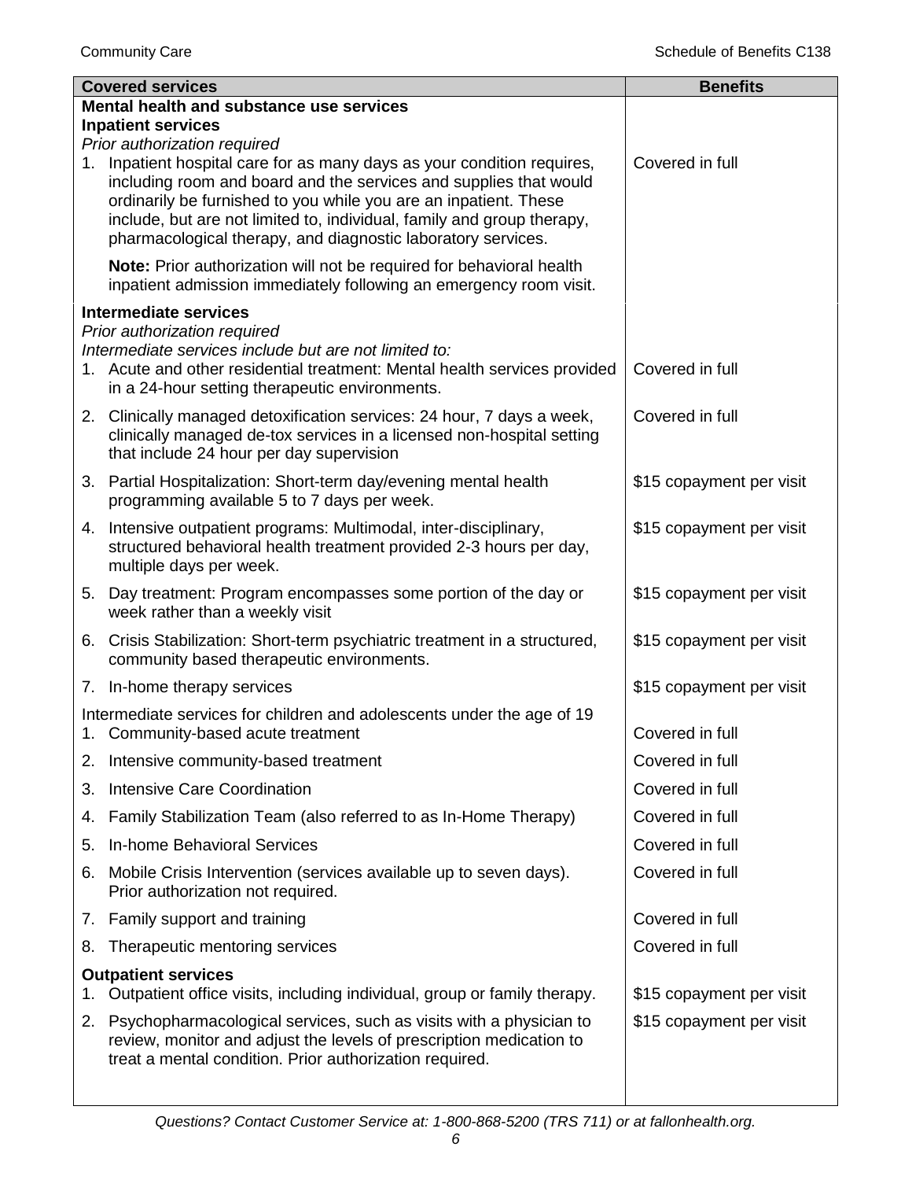| Covered services | Benefits |
|---|---|
| **Mental health and substance use services** | |
| **Inpatient services** | |
| *Prior authorization required* | |
| 1. Inpatient hospital care for as many days as your condition requires, including room and board and the services and supplies that would ordinarily be furnished to you while you are an inpatient. These include, but are not limited to, individual, family and group therapy, pharmacological therapy, and diagnostic laboratory services. | Covered in full |
| **Note:** Prior authorization will not be required for behavioral health inpatient admission immediately following an emergency room visit. | |
| **Intermediate services** | |
| *Prior authorization required* | |
| *Intermediate services include but are not limited to:* | |
| 1. Acute and other residential treatment: Mental health services provided in a 24-hour setting therapeutic environments. | Covered in full |
| 2. Clinically managed detoxification services: 24 hour, 7 days a week, clinically managed de-tox services in a licensed non-hospital setting that include 24 hour per day supervision | Covered in full |
| 3. Partial Hospitalization: Short-term day/evening mental health programming available 5 to 7 days per week. | \$15 copayment per visit |
| 4. Intensive outpatient programs: Multimodal, inter-disciplinary, structured behavioral health treatment provided 2-3 hours per day, multiple days per week. | \$15 copayment per visit |
| 5. Day treatment: Program encompasses some portion of the day or week rather than a weekly visit | \$15 copayment per visit |
| 6. Crisis Stabilization: Short-term psychiatric treatment in a structured, community based therapeutic environments. | \$15 copayment per visit |
| 7. In-home therapy services | \$15 copayment per visit |
| Intermediate services for children and adolescents under the age of 19 | |
| 1. Community-based acute treatment | Covered in full |
| 2. Intensive community-based treatment | Covered in full |
| 3. Intensive Care Coordination | Covered in full |
| 4. Family Stabilization Team (also referred to as In-Home Therapy) | Covered in full |
| 5. In-home Behavioral Services | Covered in full |
| 6. Mobile Crisis Intervention (services available up to seven days). Prior authorization not required. | Covered in full |
| 7. Family support and training | Covered in full |
| 8. Therapeutic mentoring services | Covered in full |
| **Outpatient services** | |
| 1. Outpatient office visits, including individual, group or family therapy. | \$15 copayment per visit |
| 2. Psychopharmacological services, such as visits with a physician to review, monitor and adjust the levels of prescription medication to treat a mental condition. Prior authorization required. | \$15 copayment per visit |

*Questions? Contact Customer Service at: 1-800-868-5200 (TRS 711) or at fallonhealth.org.*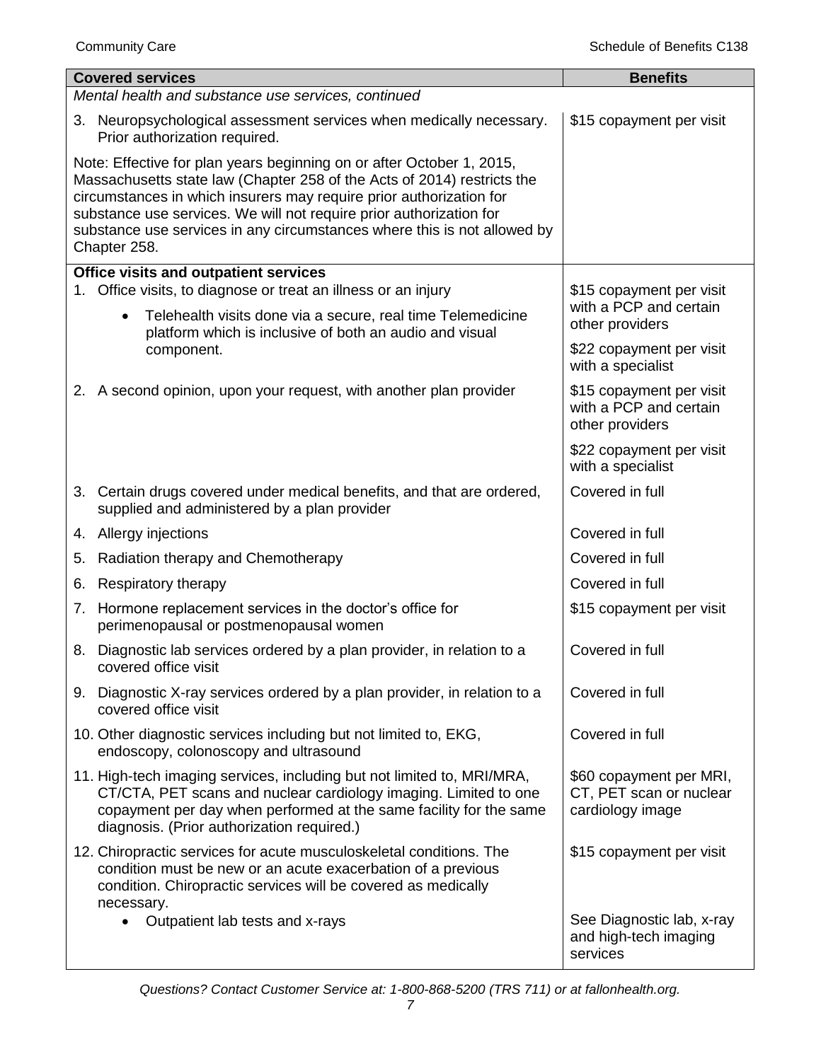| Covered services | Benefits |
|---|---|
| *Mental health and substance use services, continued* | |
| 3. Neuropsychological assessment services when medically necessary. Prior authorization required.<br><br>Note: Effective for plan years beginning on or after October 1, 2015, Massachusetts state law (Chapter 258 of the Acts of 2014) restricts the circumstances in which insurers may require prior authorization for substance use services. We will not require prior authorization for substance use services in any circumstances where this is not allowed by Chapter 258. | $15 copayment per visit |
| **Office visits and outpatient services** | |
| 1. Office visits, to diagnose or treat an illness or an injury<br>• Telehealth visits done via a secure, real time Telemedicine platform which is inclusive of both an audio and visual component. | $15 copayment per visit with a PCP and certain other providers<br><br>$22 copayment per visit with a specialist |
| 2. A second opinion, upon your request, with another plan provider | $15 copayment per visit with a PCP and certain other providers<br><br>$22 copayment per visit with a specialist |
| 3. Certain drugs covered under medical benefits, and that are ordered, supplied and administered by a plan provider | Covered in full |
| 4. Allergy injections | Covered in full |
| 5. Radiation therapy and Chemotherapy | Covered in full |
| 6. Respiratory therapy | Covered in full |
| 7. Hormone replacement services in the doctor's office for perimenopausal or postmenopausal women | $15 copayment per visit |
| 8. Diagnostic lab services ordered by a plan provider, in relation to a covered office visit | Covered in full |
| 9. Diagnostic X-ray services ordered by a plan provider, in relation to a covered office visit | Covered in full |
| 10. Other diagnostic services including but not limited to, EKG, endoscopy, colonoscopy and ultrasound | Covered in full |
| 11. High-tech imaging services, including but not limited to, MRI/MRA, CT/CTA, PET scans and nuclear cardiology imaging. Limited to one copayment per day when performed at the same facility for the same diagnosis. (Prior authorization required.) | $60 copayment per MRI, CT, PET scan or nuclear cardiology image |
| 12. Chiropractic services for acute musculoskeletal conditions. The condition must be new or an acute exacerbation of a previous condition. Chiropractic services will be covered as medically necessary. | $15 copayment per visit |
| • Outpatient lab tests and x-rays | See Diagnostic lab, x-ray and high-tech imaging services |

*Questions? Contact Customer Service at: 1-800-868-5200 (TRS 711) or at fallonhealth.org.*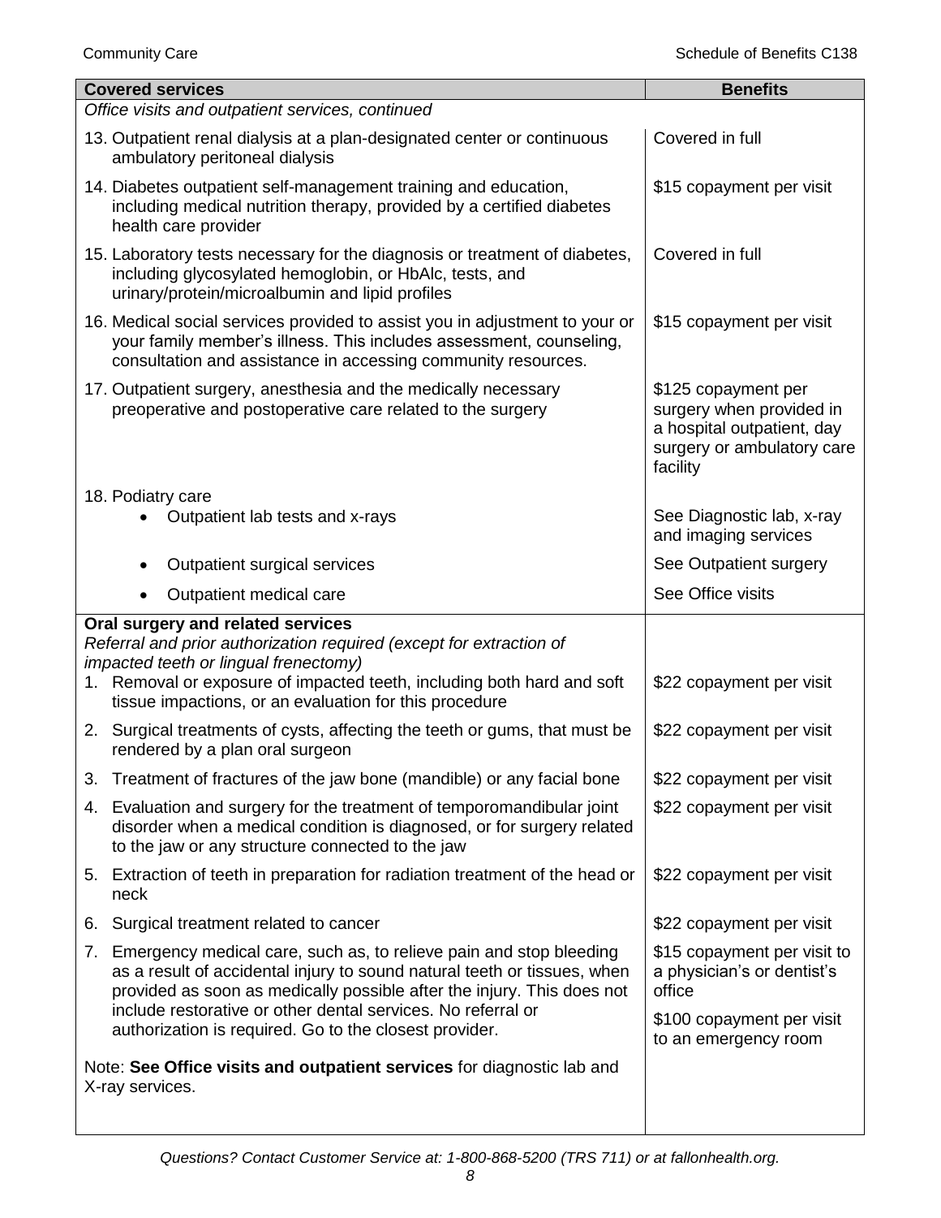| Covered services | Benefits |
|---|---|
| *Office visits and outpatient services, continued* | |
| 13. Outpatient renal dialysis at a plan-designated center or continuous ambulatory peritoneal dialysis | Covered in full |
| 14. Diabetes outpatient self-management training and education, including medical nutrition therapy, provided by a certified diabetes health care provider | \$15 copayment per visit |
| 15. Laboratory tests necessary for the diagnosis or treatment of diabetes, including glycosylated hemoglobin, or HbAlc, tests, and urinary/protein/microalbumin and lipid profiles | Covered in full |
| 16. Medical social services provided to assist you in adjustment to your or your family member's illness. This includes assessment, counseling, consultation and assistance in accessing community resources. | \$15 copayment per visit |
| 17. Outpatient surgery, anesthesia and the medically necessary preoperative and postoperative care related to the surgery | \$125 copayment per surgery when provided in a hospital outpatient, day surgery or ambulatory care facility |
| 18. Podiatry care | |
| • Outpatient lab tests and x-rays | See Diagnostic lab, x-ray and imaging services |
| • Outpatient surgical services | See Outpatient surgery |
| • Outpatient medical care | See Office visits |
| **Oral surgery and related services**<br>*Referral and prior authorization required (except for extraction of impacted teeth or lingual frenectomy)* | |
| 1. Removal or exposure of impacted teeth, including both hard and soft tissue impactions, or an evaluation for this procedure | \$22 copayment per visit |
| 2. Surgical treatments of cysts, affecting the teeth or gums, that must be rendered by a plan oral surgeon | \$22 copayment per visit |
| 3. Treatment of fractures of the jaw bone (mandible) or any facial bone | \$22 copayment per visit |
| 4. Evaluation and surgery for the treatment of temporomandibular joint disorder when a medical condition is diagnosed, or for surgery related to the jaw or any structure connected to the jaw | \$22 copayment per visit |
| 5. Extraction of teeth in preparation for radiation treatment of the head or neck | \$22 copayment per visit |
| 6. Surgical treatment related to cancer | \$22 copayment per visit |
| 7. Emergency medical care, such as, to relieve pain and stop bleeding as a result of accidental injury to sound natural teeth or tissues, when provided as soon as medically possible after the injury. This does not include restorative or other dental services. No referral or authorization is required. Go to the closest provider. | \$15 copayment per visit to a physician's or dentist's office<br><br>\$100 copayment per visit to an emergency room |
| Note: **See Office visits and outpatient services** for diagnostic lab and X-ray services. | |

*Questions? Contact Customer Service at: 1-800-868-5200 (TRS 711) or at fallonhealth.org.*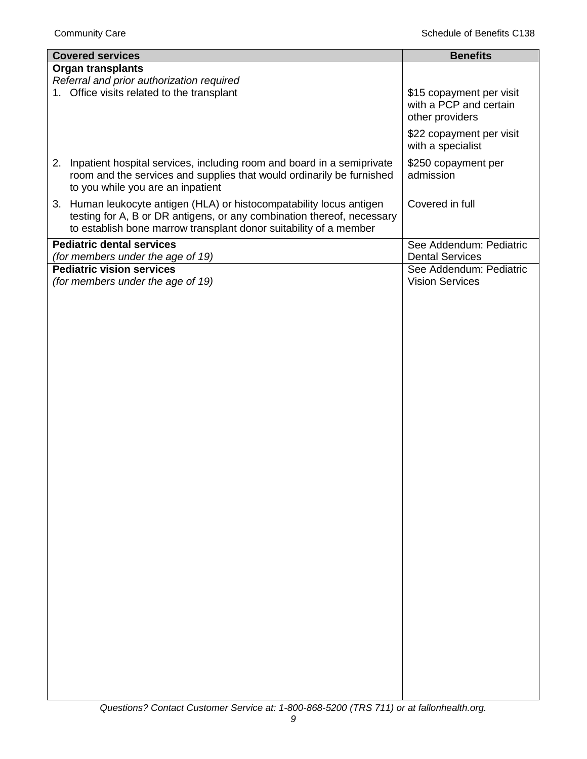| Covered services | Benefits |
|---|---|
| **Organ transplants**<br>*Referral and prior authorization required*<br>1. Office visits related to the transplant | $15 copayment per visit with a PCP and certain other providers<br><br>$22 copayment per visit with a specialist |
| 2. Inpatient hospital services, including room and board in a semiprivate room and the services and supplies that would ordinarily be furnished to you while you are an inpatient | $250 copayment per admission |
| 3. Human leukocyte antigen (HLA) or histocompatability locus antigen testing for A, B or DR antigens, or any combination thereof, necessary to establish bone marrow transplant donor suitability of a member | Covered in full |
| **Pediatric dental services**<br>*(for members under the age of 19)* | See Addendum: Pediatric Dental Services |
| **Pediatric vision services**<br>*(for members under the age of 19)* | See Addendum: Pediatric Vision Services |

*Questions? Contact Customer Service at: 1-800-868-5200 (TRS 711) or at fallonhealth.org.*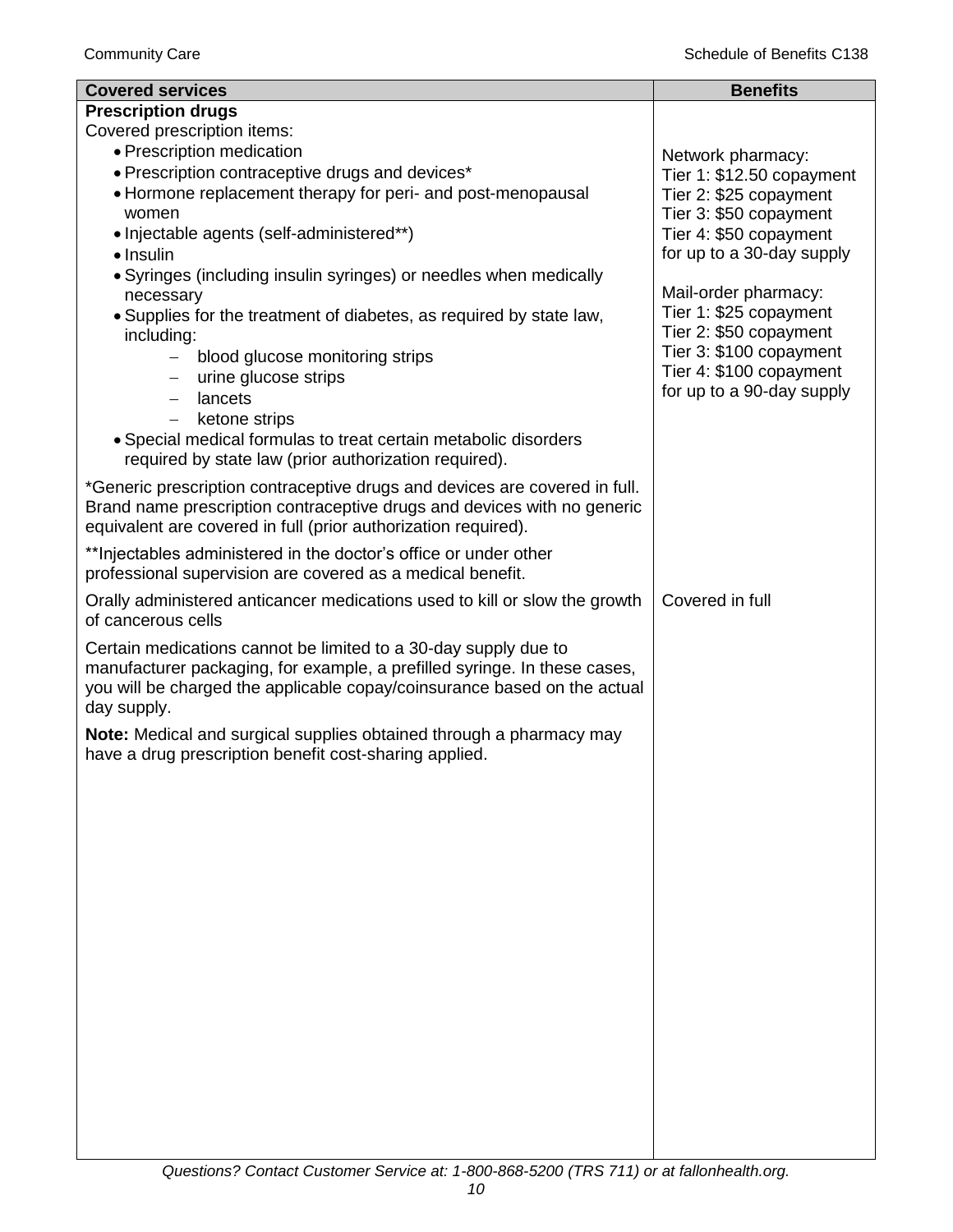| Covered services | Benefits |
|---|---|
| **Prescription drugs**<br>Covered prescription items:<br>• Prescription medication<br>• Prescription contraceptive drugs and devices*<br>• Hormone replacement therapy for peri- and post-menopausal women<br>• Injectable agents (self-administered**)<br>• Insulin<br>• Syringes (including insulin syringes) or needles when medically necessary<br>• Supplies for the treatment of diabetes, as required by state law, including:<br>– blood glucose monitoring strips<br>– urine glucose strips<br>– lancets<br>– ketone strips<br>• Special medical formulas to treat certain metabolic disorders required by state law (prior authorization required).<br><br>*Generic prescription contraceptive drugs and devices are covered in full. Brand name prescription contraceptive drugs and devices with no generic equivalent are covered in full (prior authorization required).<br><br>**Injectables administered in the doctor's office or under other professional supervision are covered as a medical benefit. | Network pharmacy:<br>Tier 1: $12.50 copayment<br>Tier 2: $25 copayment<br>Tier 3: $50 copayment<br>Tier 4: $50 copayment<br>for up to a 30-day supply<br><br>Mail-order pharmacy:<br>Tier 1: $25 copayment<br>Tier 2: $50 copayment<br>Tier 3: $100 copayment<br>Tier 4: $100 copayment<br>for up to a 90-day supply |
| Orally administered anticancer medications used to kill or slow the growth of cancerous cells<br><br>Certain medications cannot be limited to a 30-day supply due to manufacturer packaging, for example, a prefilled syringe. In these cases, you will be charged the applicable copay/coinsurance based on the actual day supply.<br><br>**Note:** Medical and surgical supplies obtained through a pharmacy may have a drug prescription benefit cost-sharing applied. | Covered in full |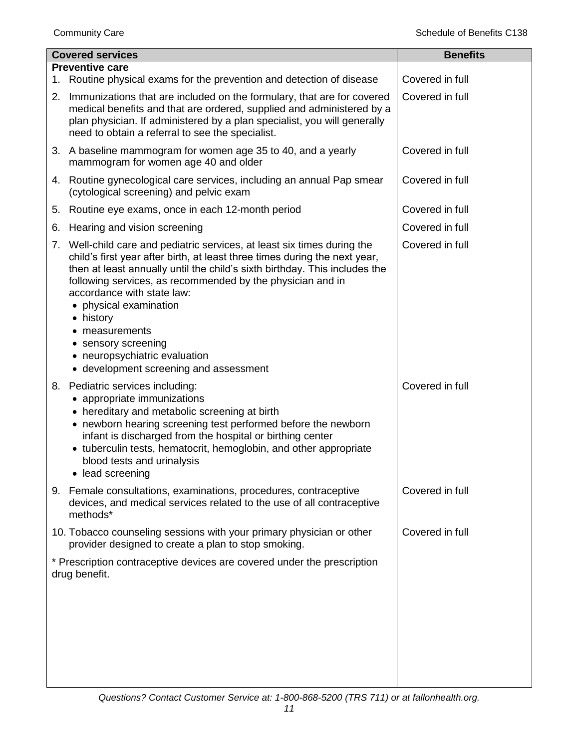| Covered services | Benefits |
| --- | --- |
| **Preventive care** | |
| 1. Routine physical exams for the prevention and detection of disease | Covered in full |
| 2. Immunizations that are included on the formulary, that are for covered medical benefits and that are ordered, supplied and administered by a plan physician. If administered by a plan specialist, you will generally need to obtain a referral to see the specialist. | Covered in full |
| 3. A baseline mammogram for women age 35 to 40, and a yearly mammogram for women age 40 and older | Covered in full |
| 4. Routine gynecological care services, including an annual Pap smear (cytological screening) and pelvic exam | Covered in full |
| 5. Routine eye exams, once in each 12-month period | Covered in full |
| 6. Hearing and vision screening | Covered in full |
| 7. Well-child care and pediatric services, at least six times during the child's first year after birth, at least three times during the next year, then at least annually until the child's sixth birthday. This includes the following services, as recommended by the physician and in accordance with state law:<br>• physical examination<br>• history<br>• measurements<br>• sensory screening<br>• neuropsychiatric evaluation<br>• development screening and assessment | Covered in full |
| 8. Pediatric services including:<br>• appropriate immunizations<br>• hereditary and metabolic screening at birth<br>• newborn hearing screening test performed before the newborn infant is discharged from the hospital or birthing center<br>• tuberculin tests, hematocrit, hemoglobin, and other appropriate blood tests and urinalysis<br>• lead screening | Covered in full |
| 9. Female consultations, examinations, procedures, contraceptive devices, and medical services related to the use of all contraceptive methods* | Covered in full |
| 10. Tobacco counseling sessions with your primary physician or other provider designed to create a plan to stop smoking. | Covered in full |
| * Prescription contraceptive devices are covered under the prescription drug benefit. | |

*Questions? Contact Customer Service at: 1-800-868-5200 (TRS 711) or at fallonhealth.org.*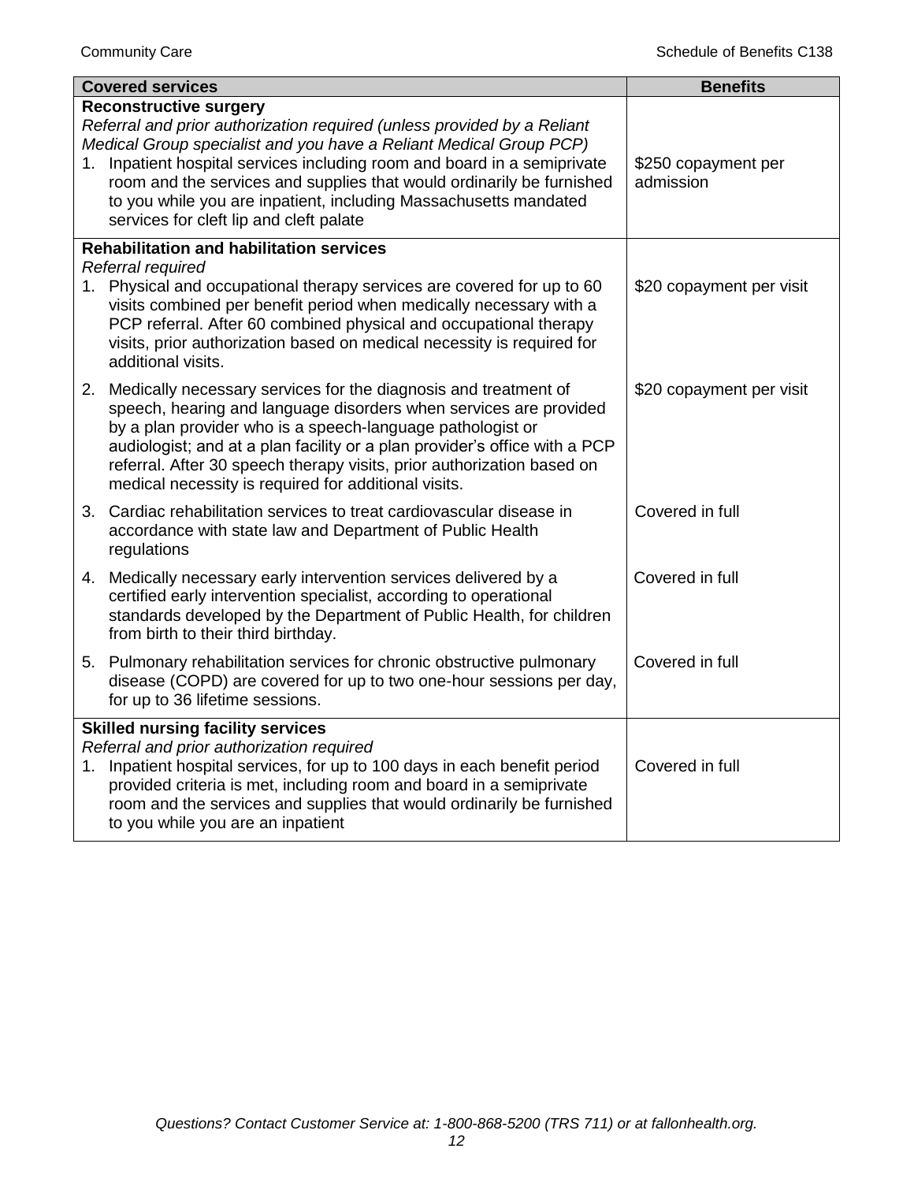| Covered services | Benefits |
| --- | --- |
| **Reconstructive surgery**<br>*Referral and prior authorization required (unless provided by a Reliant Medical Group specialist and you have a Reliant Medical Group PCP)*<br>1. Inpatient hospital services including room and board in a semiprivate room and the services and supplies that would ordinarily be furnished to you while you are inpatient, including Massachusetts mandated services for cleft lip and cleft palate | \$250 copayment per admission |
| **Rehabilitation and habilitation services**<br>*Referral required*<br>1. Physical and occupational therapy services are covered for up to 60 visits combined per benefit period when medically necessary with a PCP referral. After 60 combined physical and occupational therapy visits, prior authorization based on medical necessity is required for additional visits. | \$20 copayment per visit |
| 2. Medically necessary services for the diagnosis and treatment of speech, hearing and language disorders when services are provided by a plan provider who is a speech-language pathologist or audiologist; and at a plan facility or a plan provider's office with a PCP referral. After 30 speech therapy visits, prior authorization based on medical necessity is required for additional visits. | \$20 copayment per visit |
| 3. Cardiac rehabilitation services to treat cardiovascular disease in accordance with state law and Department of Public Health regulations | Covered in full |
| 4. Medically necessary early intervention services delivered by a certified early intervention specialist, according to operational standards developed by the Department of Public Health, for children from birth to their third birthday. | Covered in full |
| 5. Pulmonary rehabilitation services for chronic obstructive pulmonary disease (COPD) are covered for up to two one-hour sessions per day, for up to 36 lifetime sessions. | Covered in full |
| **Skilled nursing facility services**<br>*Referral and prior authorization required*<br>1. Inpatient hospital services, for up to 100 days in each benefit period provided criteria is met, including room and board in a semiprivate room and the services and supplies that would ordinarily be furnished to you while you are an inpatient | Covered in full |

*Questions? Contact Customer Service at: 1-800-868-5200 (TRS 711) or at fallonhealth.org.*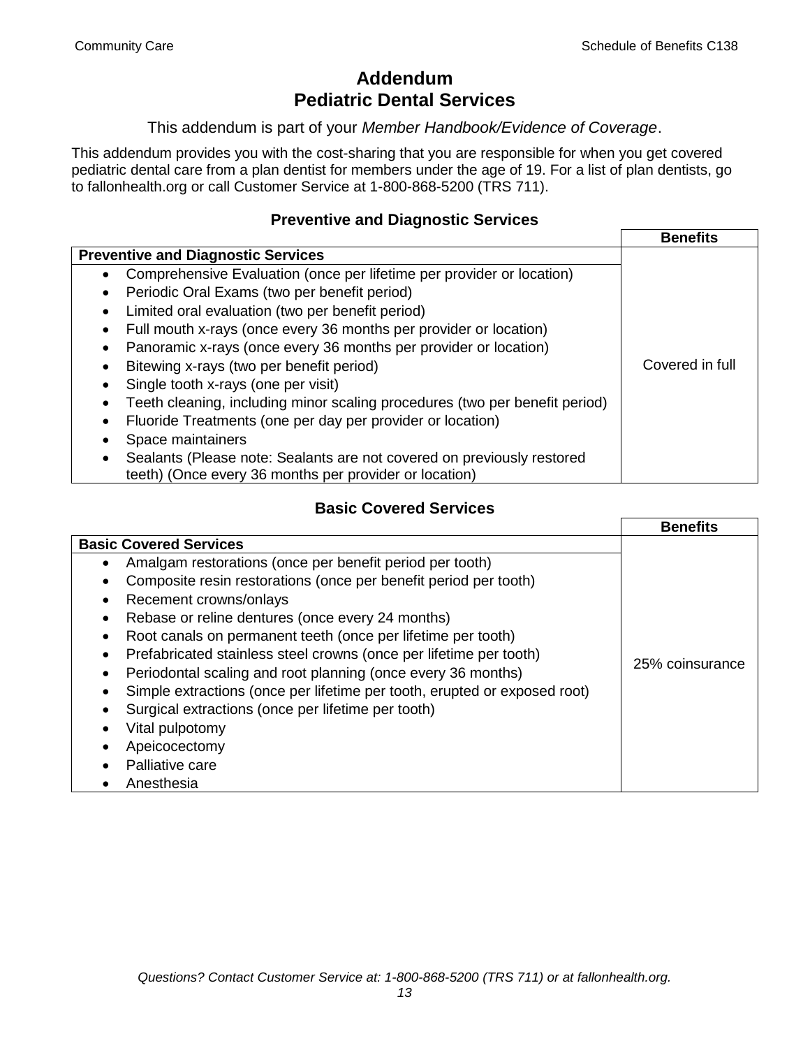# Addendum
# Pediatric Dental Services

This addendum is part of your *Member Handbook/Evidence of Coverage*.

This addendum provides you with the cost-sharing that you are responsible for when you get covered pediatric dental care from a plan dentist for members under the age of 19. For a list of plan dentists, go to fallonhealth.org or call Customer Service at 1-800-868-5200 (TRS 711).

## Preventive and Diagnostic Services

| | **Benefits** |
|---|---|
| **Preventive and Diagnostic Services** | |
| • Comprehensive Evaluation (once per lifetime per provider or location)<br>• Periodic Oral Exams (two per benefit period)<br>• Limited oral evaluation (two per benefit period)<br>• Full mouth x-rays (once every 36 months per provider or location)<br>• Panoramic x-rays (once every 36 months per provider or location)<br>• Bitewing x-rays (two per benefit period)<br>• Single tooth x-rays (one per visit)<br>• Teeth cleaning, including minor scaling procedures (two per benefit period)<br>• Fluoride Treatments (one per day per provider or location)<br>• Space maintainers<br>• Sealants (Please note: Sealants are not covered on previously restored teeth) (Once every 36 months per provider or location) | Covered in full |

## Basic Covered Services

| | **Benefits** |
|---|---|
| **Basic Covered Services** | |
| • Amalgam restorations (once per benefit period per tooth)<br>• Composite resin restorations (once per benefit period per tooth)<br>• Recement crowns/onlays<br>• Rebase or reline dentures (once every 24 months)<br>• Root canals on permanent teeth (once per lifetime per tooth)<br>• Prefabricated stainless steel crowns (once per lifetime per tooth)<br>• Periodontal scaling and root planning (once every 36 months)<br>• Simple extractions (once per lifetime per tooth, erupted or exposed root)<br>• Surgical extractions (once per lifetime per tooth)<br>• Vital pulpotomy<br>• Apeicocectomy<br>• Palliative care<br>• Anesthesia | 25% coinsurance |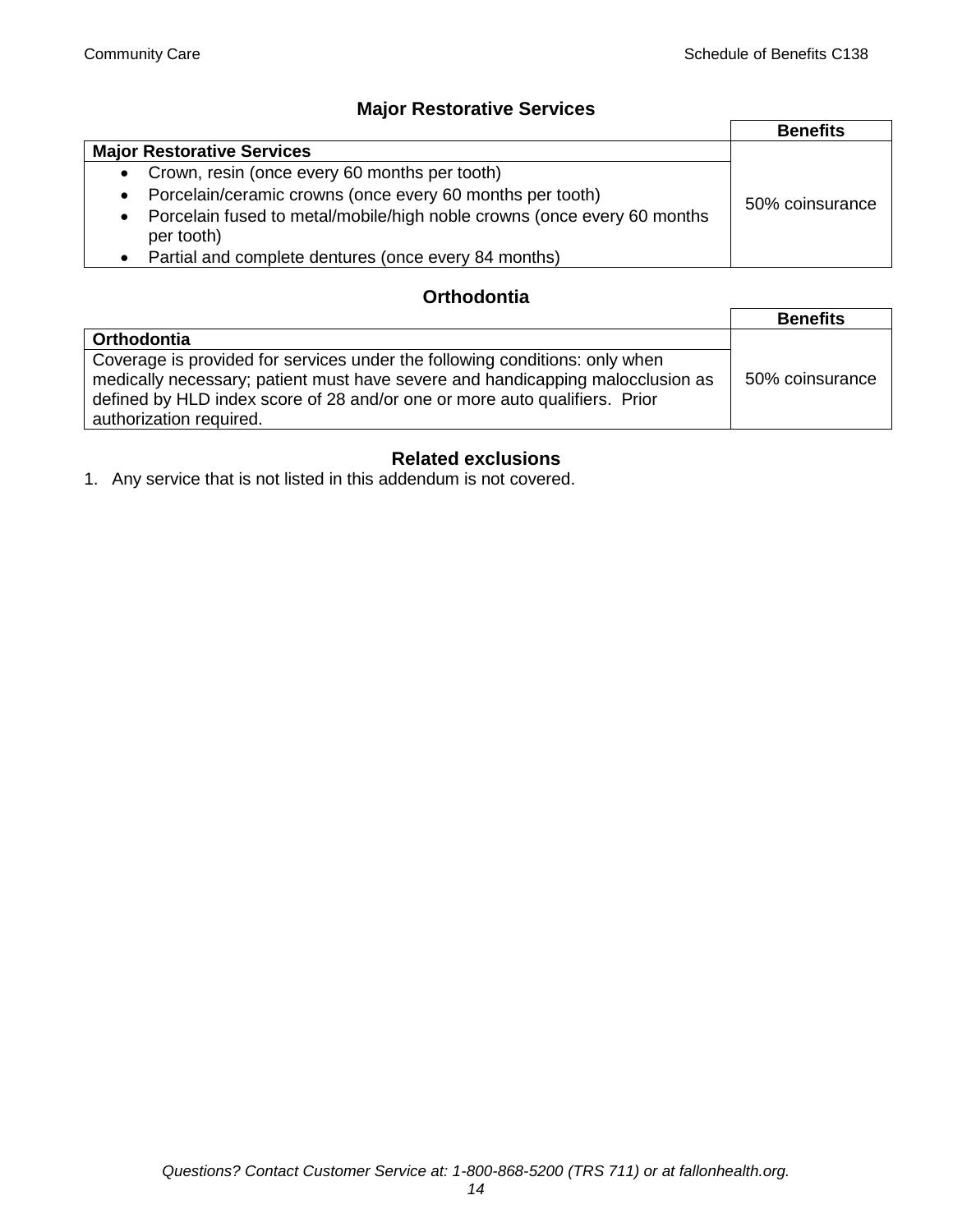## Major Restorative Services

| | Benefits |
|---|---|
| **Major Restorative Services** | |
| • Crown, resin (once every 60 months per tooth)<br>• Porcelain/ceramic crowns (once every 60 months per tooth)<br>• Porcelain fused to metal/mobile/high noble crowns (once every 60 months per tooth)<br>• Partial and complete dentures (once every 84 months) | 50% coinsurance |

## Orthodontia

| | Benefits |
|---|---|
| **Orthodontia** | |
| Coverage is provided for services under the following conditions: only when medically necessary; patient must have severe and handicapping malocclusion as defined by HLD index score of 28 and/or one or more auto qualifiers. Prior authorization required. | 50% coinsurance |

## Related exclusions

1. Any service that is not listed in this addendum is not covered.

*Questions? Contact Customer Service at: 1-800-868-5200 (TRS 711) or at fallonhealth.org.*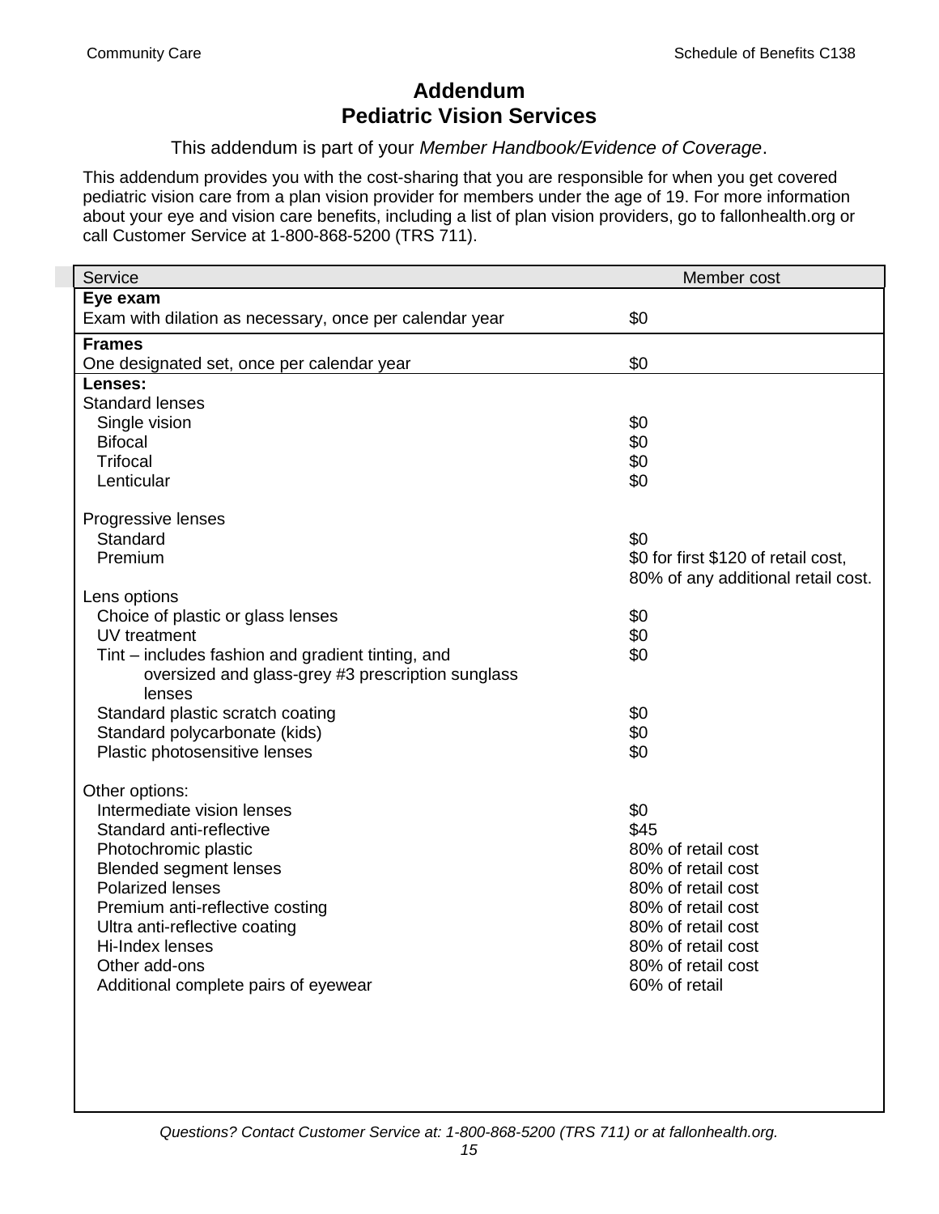# Addendum
# Pediatric Vision Services

This addendum is part of your *Member Handbook/Evidence of Coverage*.

This addendum provides you with the cost-sharing that you are responsible for when you get covered pediatric vision care from a plan vision provider for members under the age of 19. For more information about your eye and vision care benefits, including a list of plan vision providers, go to fallonhealth.org or call Customer Service at 1-800-868-5200 (TRS 711).

| Service | Member cost |
|---|---|
| **Eye exam** | |
| Exam with dilation as necessary, once per calendar year | $0 |
| **Frames** | |
| One designated set, once per calendar year | $0 |
| **Lenses:** | |
| Standard lenses | |
| Single vision | $0 |
| Bifocal | $0 |
| Trifocal | $0 |
| Lenticular | $0 |
| Progressive lenses | |
| Standard | $0 |
| Premium | $0 for first $120 of retail cost, 80% of any additional retail cost. |
| Lens options | |
| Choice of plastic or glass lenses | $0 |
| UV treatment | $0 |
| Tint – includes fashion and gradient tinting, and oversized and glass-grey #3 prescription sunglass lenses | $0 |
| Standard plastic scratch coating | $0 |
| Standard polycarbonate (kids) | $0 |
| Plastic photosensitive lenses | $0 |
| Other options: | |
| Intermediate vision lenses | $0 |
| Standard anti-reflective | $45 |
| Photochromic plastic | 80% of retail cost |
| Blended segment lenses | 80% of retail cost |
| Polarized lenses | 80% of retail cost |
| Premium anti-reflective costing | 80% of retail cost |
| Ultra anti-reflective coating | 80% of retail cost |
| Hi-Index lenses | 80% of retail cost |
| Other add-ons | 80% of retail cost |
| Additional complete pairs of eyewear | 60% of retail |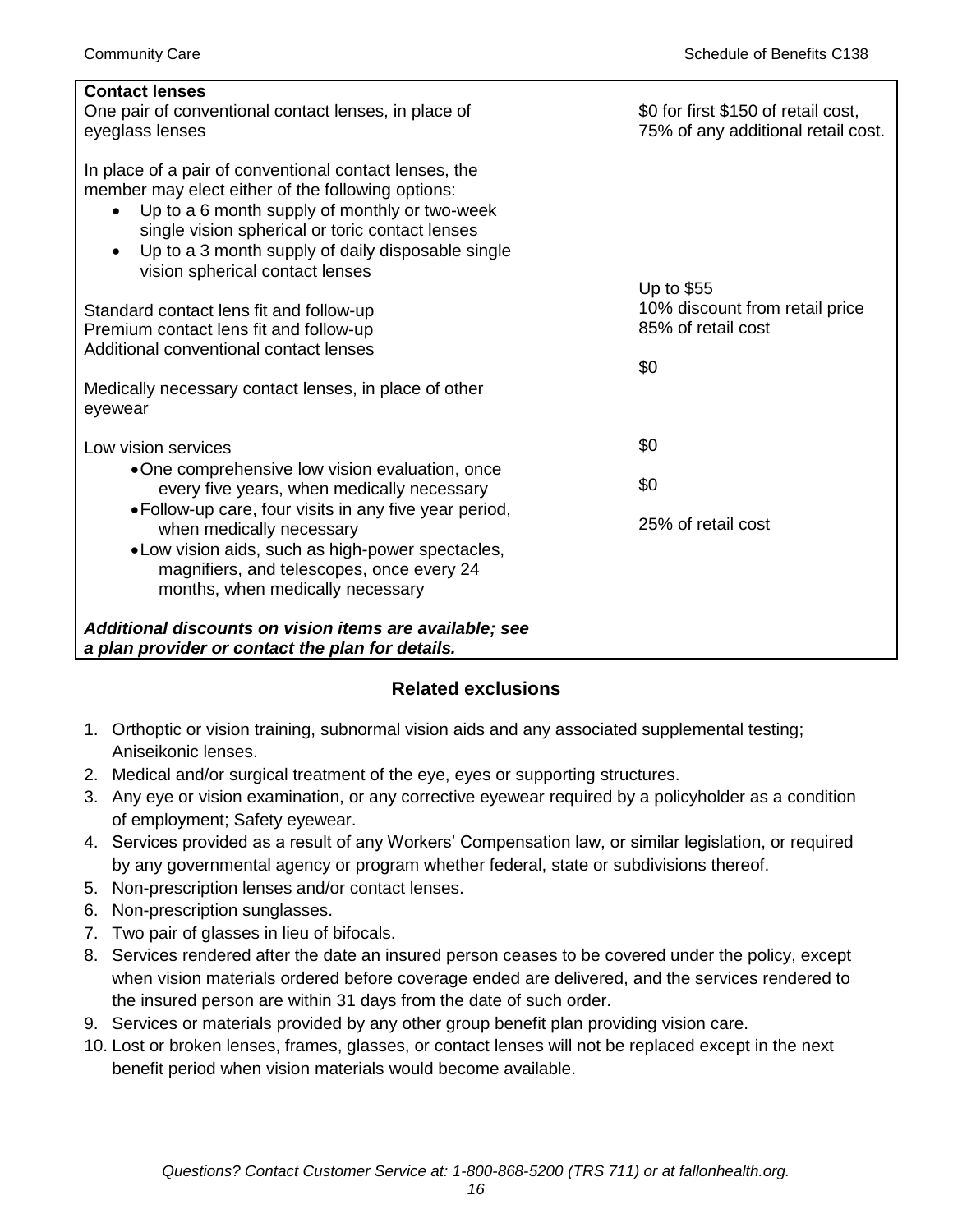| **Contact lenses** | |
|---|---|
| One pair of conventional contact lenses, in place of eyeglass lenses | $0 for first $150 of retail cost, 75% of any additional retail cost. |
| In place of a pair of conventional contact lenses, the member may elect either of the following options:<br>• Up to a 6 month supply of monthly or two-week single vision spherical or toric contact lenses<br>• Up to a 3 month supply of daily disposable single vision spherical contact lenses | |
| Standard contact lens fit and follow-up | Up to $55 |
| Premium contact lens fit and follow-up | 10% discount from retail price |
| Additional conventional contact lenses | 85% of retail cost |
| Medically necessary contact lenses, in place of other eyewear | $0 |
| Low vision services | |
| • One comprehensive low vision evaluation, once every five years, when medically necessary | $0 |
| • Follow-up care, four visits in any five year period, when medically necessary | $0 |
| • Low vision aids, such as high-power spectacles, magnifiers, and telescopes, once every 24 months, when medically necessary | 25% of retail cost |
| ***Additional discounts on vision items are available; see a plan provider or contact the plan for details.*** | |

## Related exclusions

1. Orthoptic or vision training, subnormal vision aids and any associated supplemental testing; Aniseikonic lenses.
2. Medical and/or surgical treatment of the eye, eyes or supporting structures.
3. Any eye or vision examination, or any corrective eyewear required by a policyholder as a condition of employment; Safety eyewear.
4. Services provided as a result of any Workers' Compensation law, or similar legislation, or required by any governmental agency or program whether federal, state or subdivisions thereof.
5. Non-prescription lenses and/or contact lenses.
6. Non-prescription sunglasses.
7. Two pair of glasses in lieu of bifocals.
8. Services rendered after the date an insured person ceases to be covered under the policy, except when vision materials ordered before coverage ended are delivered, and the services rendered to the insured person are within 31 days from the date of such order.
9. Services or materials provided by any other group benefit plan providing vision care.
10. Lost or broken lenses, frames, glasses, or contact lenses will not be replaced except in the next benefit period when vision materials would become available.

*Questions? Contact Customer Service at: 1-800-868-5200 (TRS 711) or at fallonhealth.org.*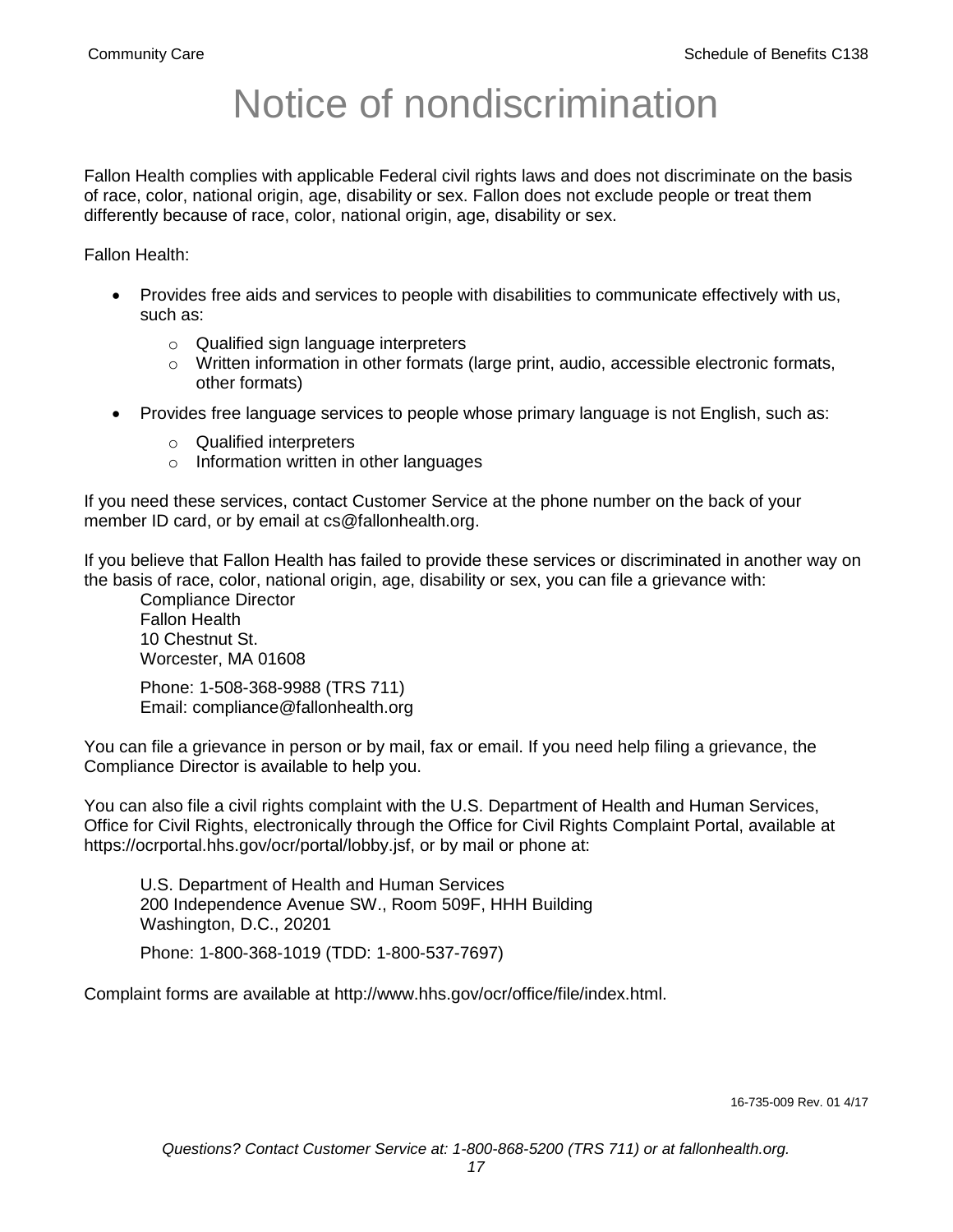# Notice of nondiscrimination

Fallon Health complies with applicable Federal civil rights laws and does not discriminate on the basis of race, color, national origin, age, disability or sex. Fallon does not exclude people or treat them differently because of race, color, national origin, age, disability or sex.

Fallon Health:

- Provides free aids and services to people with disabilities to communicate effectively with us, such as:
  - Qualified sign language interpreters
  - Written information in other formats (large print, audio, accessible electronic formats, other formats)
- Provides free language services to people whose primary language is not English, such as:
  - Qualified interpreters
  - Information written in other languages

If you need these services, contact Customer Service at the phone number on the back of your member ID card, or by email at cs@fallonhealth.org.

If you believe that Fallon Health has failed to provide these services or discriminated in another way on the basis of race, color, national origin, age, disability or sex, you can file a grievance with:

Compliance Director
Fallon Health
10 Chestnut St.
Worcester, MA 01608

Phone: 1-508-368-9988 (TRS 711)
Email: compliance@fallonhealth.org

You can file a grievance in person or by mail, fax or email. If you need help filing a grievance, the Compliance Director is available to help you.

You can also file a civil rights complaint with the U.S. Department of Health and Human Services, Office for Civil Rights, electronically through the Office for Civil Rights Complaint Portal, available at https://ocrportal.hhs.gov/ocr/portal/lobby.jsf, or by mail or phone at:

U.S. Department of Health and Human Services
200 Independence Avenue SW., Room 509F, HHH Building
Washington, D.C., 20201

Phone: 1-800-368-1019 (TDD: 1-800-537-7697)

Complaint forms are available at http://www.hhs.gov/ocr/office/file/index.html.

16-735-009 Rev. 01 4/17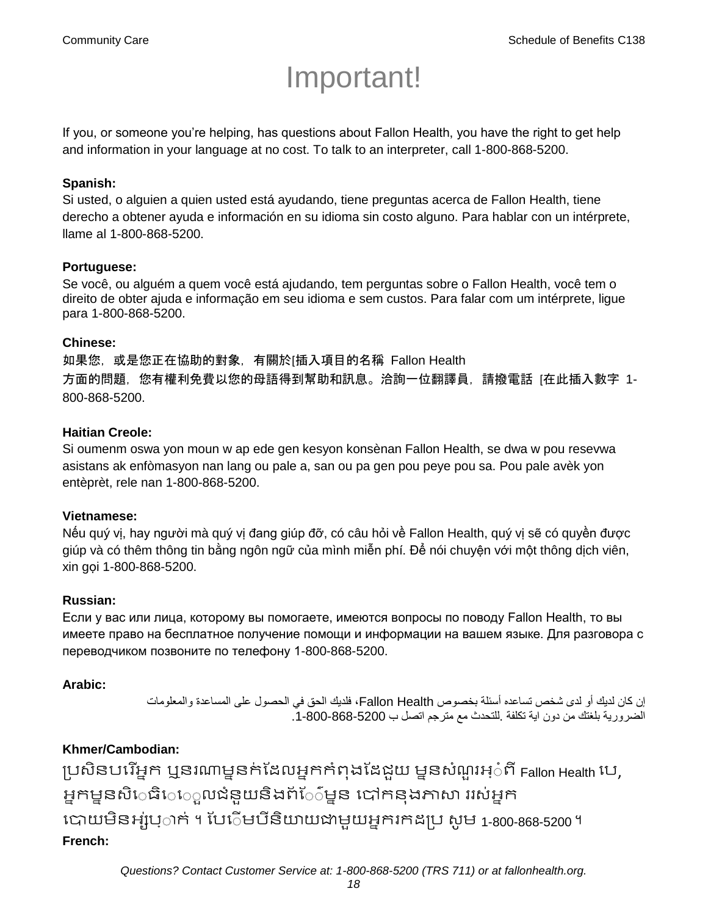# Important!

If you, or someone you're helping, has questions about Fallon Health, you have the right to get help and information in your language at no cost. To talk to an interpreter, call 1-800-868-5200.

**Spanish:**
Si usted, o alguien a quien usted está ayudando, tiene preguntas acerca de Fallon Health, tiene derecho a obtener ayuda e información en su idioma sin costo alguno. Para hablar con un intérprete, llame al 1-800-868-5200.

**Portuguese:**
Se você, ou alguém a quem você está ajudando, tem perguntas sobre o Fallon Health, você tem o direito de obter ajuda e informação em seu idioma e sem custos. Para falar com um intérprete, ligue para 1-800-868-5200.

**Chinese:**
如果您，或是您正在協助的對象，有關於[插入項目的名稱 Fallon Health 方面的問題，您有權利免費以您的母語得到幫助和訊息。洽詢一位翻譯員，請撥電話 [在此插入數字 1-800-868-5200.

**Haitian Creole:**
Si oumenm oswa yon moun w ap ede gen kesyon konsènan Fallon Health, se dwa w pou resevwa asistans ak enfòmasyon nan lang ou pale a, san ou pa gen pou peye pou sa. Pou pale avèk yon entèprèt, rele nan 1-800-868-5200.

**Vietnamese:**
Nếu quý vị, hay người mà quý vị đang giúp đỡ, có câu hỏi về Fallon Health, quý vị sẽ có quyền được giúp và có thêm thông tin bằng ngôn ngữ của mình miễn phí. Để nói chuyện với một thông dịch viên, xin gọi 1-800-868-5200.

**Russian:**
Если у вас или лица, которому вы помогаете, имеются вопросы по поводу Fallon Health, то вы имеете право на бесплатное получение помощи и информации на вашем языке. Для разговора с переводчиком позвоните по телефону 1-800-868-5200.

**Arabic:**
إن كان لديك أو لدى شخص تساعده أسئلة بخصوص Fallon Health، فلديك الحق في الحصول على المساعدة والمعلومات الضرورية بلغتك من دون اية تكلفة .للتحدث مع مترجم اتصل ب 1-800-868-5200.

**Khmer/Cambodian:**
ប្រសិនបរើអ្នក ឬនរណាម្នាក់ដែលអ្នកកំពុងដែជួយ ម្នានសំណួរអុំពី Fallon Health បេ, អ្នកម្នានសិេធិេេួលជំនួយនិងព័េ៌ម្នាន បៅកនុងភាសា ររស់អ្នក បោយមិនអ្ស់បុ់ាក់ ។ បែេើមបីនិយាយជាមួយអ្នករកដប្រ សូម 1-800-868-5200 ។

**French:**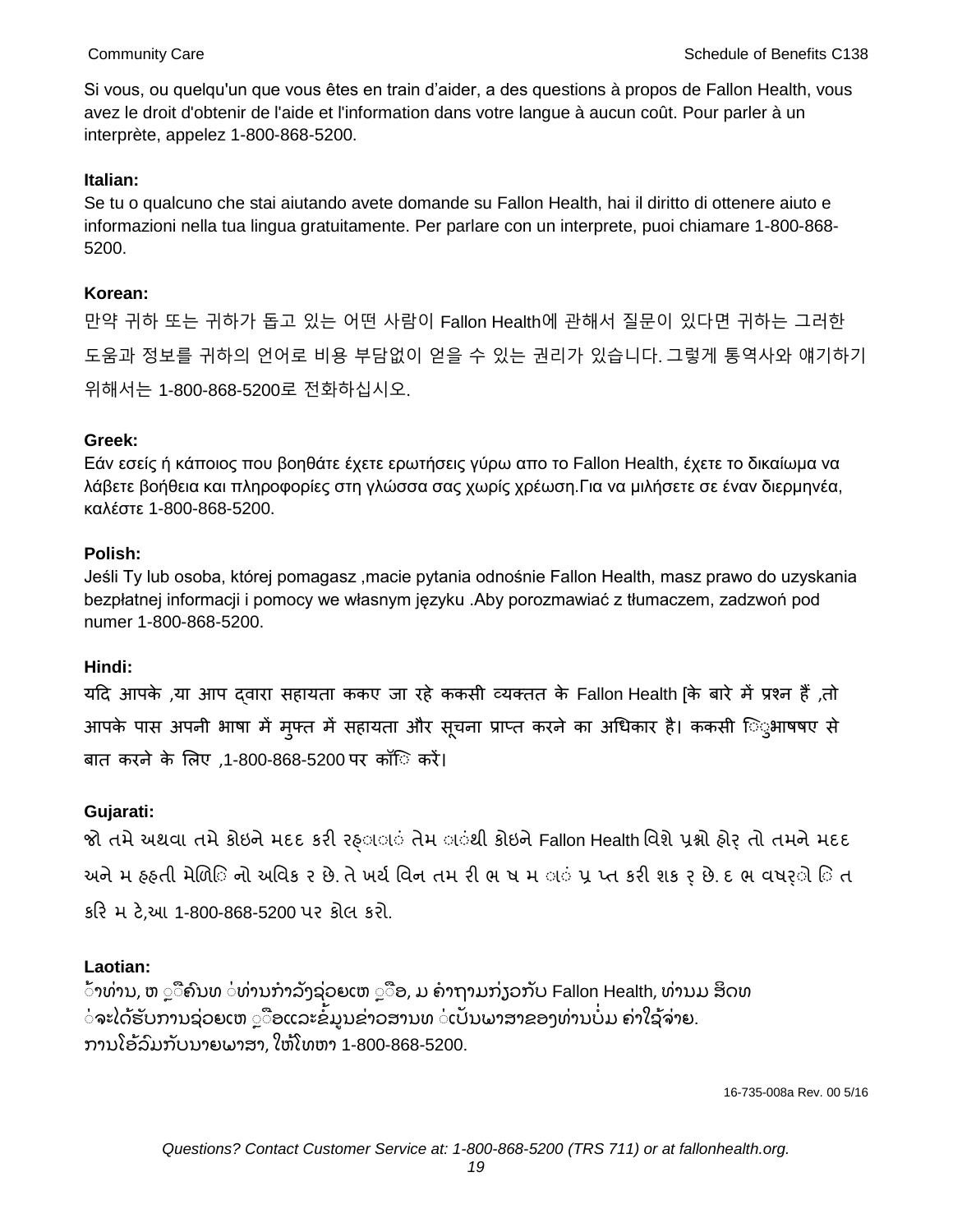Si vous, ou quelqu'un que vous êtes en train d'aider, a des questions à propos de Fallon Health, vous avez le droit d'obtenir de l'aide et l'information dans votre langue à aucun coût. Pour parler à un interprète, appelez 1-800-868-5200.

**Italian:**
Se tu o qualcuno che stai aiutando avete domande su Fallon Health, hai il diritto di ottenere aiuto e informazioni nella tua lingua gratuitamente. Per parlare con un interprete, puoi chiamare 1-800-868-5200.

**Korean:**
만약 귀하 또는 귀하가 돕고 있는 어떤 사람이 Fallon Health에 관해서 질문이 있다면 귀하는 그러한 도움과 정보를 귀하의 언어로 비용 부담없이 얻을 수 있는 권리가 있습니다. 그렇게 통역사와 얘기하기 위해서는 1-800-868-5200로 전화하십시오.

**Greek:**
Εάν εσείς ή κάποιος που βοηθάτε έχετε ερωτήσεις γύρω απο το Fallon Health, έχετε το δικαίωμα να λάβετε βοήθεια και πληροφορίες στη γλώσσα σας χωρίς χρέωση.Για να μιλήσετε σε έναν διερμηνέα, καλέστε 1-800-868-5200.

**Polish:**
Jeśli Ty lub osoba, której pomagasz ,macie pytania odnośnie Fallon Health, masz prawo do uzyskania bezpłatnej informacji i pomocy we własnym języku .Aby porozmawiać z tłumaczem, zadzwoń pod numer 1-800-868-5200.

**Hindi:**
यदि आपके ,या आप द्वारा सहायता ककए जा रहे ककसी व्यक्तत के Fallon Health [के बारे में प्रश्न हैं ,तो आपके पास अपनी भाषा में मुफ्त में सहायता और सूचना प्राप्त करने का अधिकार है। ककसी िुभाषषए से बात करने के लिए ,1-800-868-5200 पर कॉि करें।

**Gujarati:**
જો તમે અથવા તમે કોઇને મદદ કરી રહ્યાં છો તેમ ાંથી કોઇને Fallon Health વિશે પ્રશ્નો હોર્ તો તમને મદદ અને મ હહતી મેળિિ નો અવિક ર છે. તે ખર્ચ વિન તમ રી ભ ષ મ ાં પ્ર પ્ત કરી શક ર્ છે. દ ભ વષર્ો િ ત કરિ મ ટે,આ 1-800-868-5200 પર કોલ કરો.

**Laotian:**
້າທ່ານ, ຫ ຼືຄົນທ ່ທ່ານກໍາລັງຊ່ວຍເຫ ຼືອ, ມ ຄໍາຖາມກ່ຽວກັບ Fallon Health, ທ່ານມ ສິດທ ່ຈະໄດ້ຮັບການຊ່ວຍເຫ ຼືອແລະຂໍ້ມູນຂ່າວສານທ ່ເປັນພາສາຂອງທ່ານບໍ່ມ ຄ່າໃຊ້ຈ່າຍ. ການໂອ້ລົມກັບນາຍພາສາ, ໃຫ້ໂທຫາ 1-800-868-5200.

16-735-008a Rev. 00 5/16

*Questions? Contact Customer Service at: 1-800-868-5200 (TRS 711) or at fallonhealth.org.*